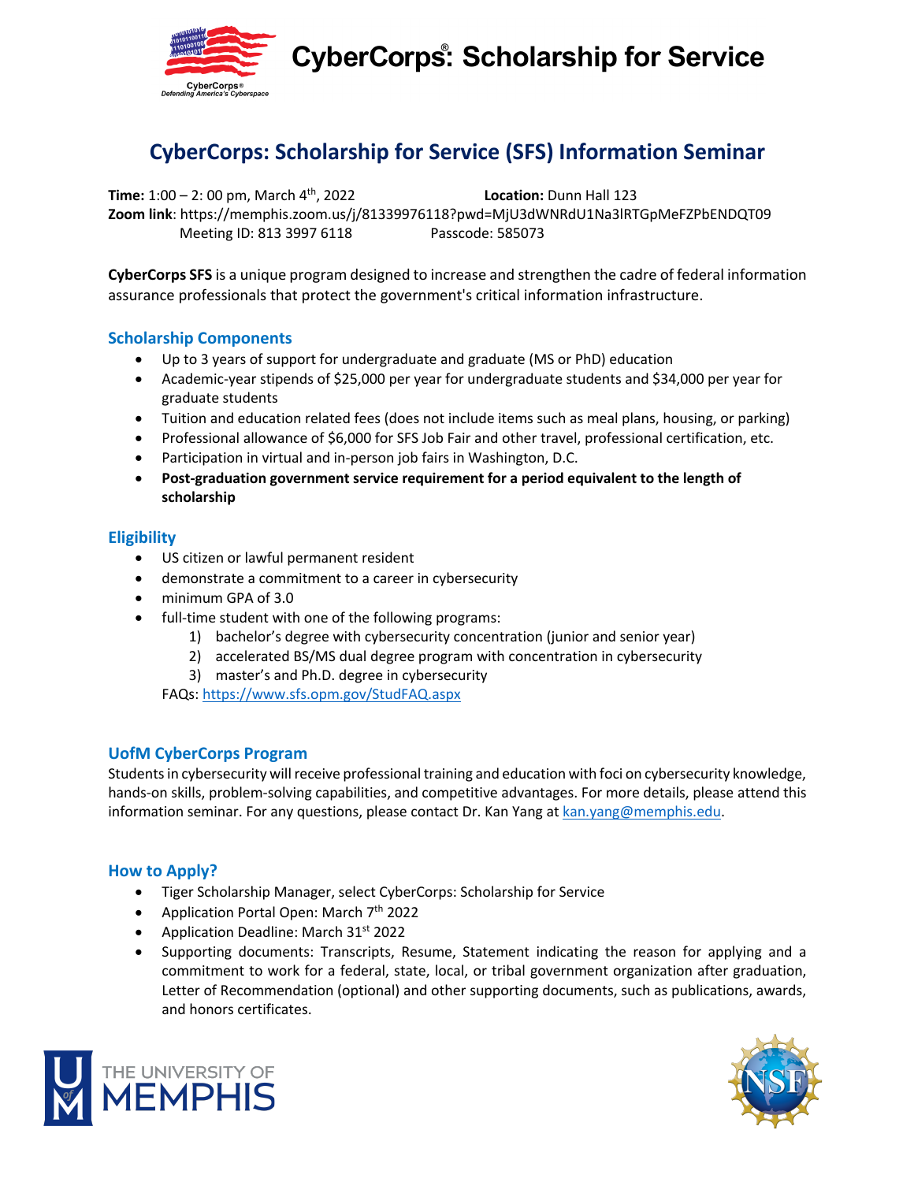# CyberCorps®: Scholarship for Service

## CyberCorps: Scholarship for Service (SFS) Information Seminar

**Time:** 1:00 – 2: 00 pm, March 4th, 2022 **Location:** Dunn Hall 123
**Zoom link**: https://memphis.zoom.us/j/81339976118?pwd=MjU3dWNRdU1Na3lRTGpMeFZPbENDQT09
Meeting ID: 813 3997 6118 Passcode: 585073

**CyberCorps SFS** is a unique program designed to increase and strengthen the cadre of federal information assurance professionals that protect the government's critical information infrastructure.

### Scholarship Components

- Up to 3 years of support for undergraduate and graduate (MS or PhD) education
- Academic-year stipends of $25,000 per year for undergraduate students and $34,000 per year for graduate students
- Tuition and education related fees (does not include items such as meal plans, housing, or parking)
- Professional allowance of $6,000 for SFS Job Fair and other travel, professional certification, etc.
- Participation in virtual and in-person job fairs in Washington, D.C.
- **Post-graduation government service requirement for a period equivalent to the length of scholarship**

### Eligibility

- US citizen or lawful permanent resident
- demonstrate a commitment to a career in cybersecurity
- minimum GPA of 3.0
- full-time student with one of the following programs:
  1) bachelor's degree with cybersecurity concentration (junior and senior year)
  2) accelerated BS/MS dual degree program with concentration in cybersecurity
  3) master's and Ph.D. degree in cybersecurity

  FAQs: https://www.sfs.opm.gov/StudFAQ.aspx

### UofM CyberCorps Program

Students in cybersecurity will receive professional training and education with foci on cybersecurity knowledge, hands-on skills, problem-solving capabilities, and competitive advantages. For more details, please attend this information seminar. For any questions, please contact Dr. Kan Yang at kan.yang@memphis.edu.

### How to Apply?

- Tiger Scholarship Manager, select CyberCorps: Scholarship for Service
- Application Portal Open: March 7th 2022
- Application Deadline: March 31st 2022
- Supporting documents: Transcripts, Resume, Statement indicating the reason for applying and a commitment to work for a federal, state, local, or tribal government organization after graduation, Letter of Recommendation (optional) and other supporting documents, such as publications, awards, and honors certificates.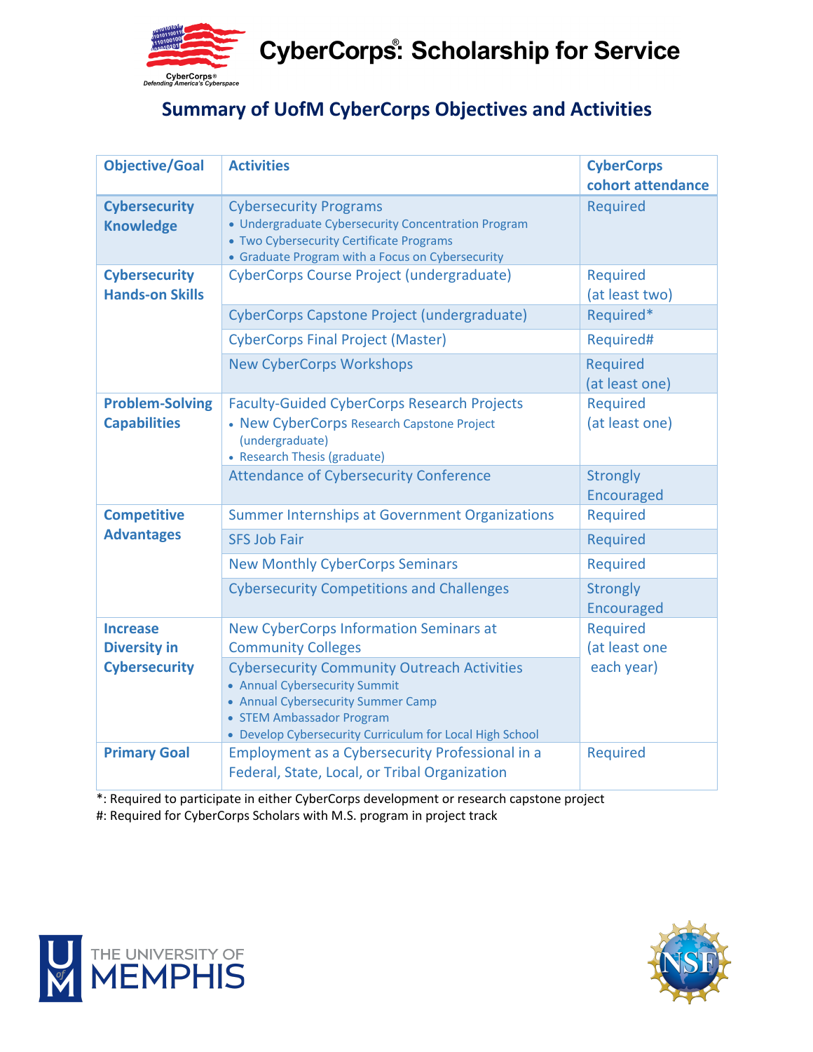# CyberCorps®: Scholarship for Service

## Summary of UofM CyberCorps Objectives and Activities

| Objective/Goal | Activities | CyberCorps cohort attendance |
|---|---|---|
| **Cybersecurity Knowledge** | Cybersecurity Programs<br>• Undergraduate Cybersecurity Concentration Program<br>• Two Cybersecurity Certificate Programs<br>• Graduate Program with a Focus on Cybersecurity | Required |
| **Cybersecurity Hands-on Skills** | CyberCorps Course Project (undergraduate) | Required (at least two) |
| | CyberCorps Capstone Project (undergraduate) | Required* |
| | CyberCorps Final Project (Master) | Required# |
| | New CyberCorps Workshops | Required (at least one) |
| **Problem-Solving Capabilities** | Faculty-Guided CyberCorps Research Projects<br>• New CyberCorps Research Capstone Project (undergraduate)<br>• Research Thesis (graduate) | Required (at least one) |
| | Attendance of Cybersecurity Conference | Strongly Encouraged |
| **Competitive Advantages** | Summer Internships at Government Organizations | Required |
| | SFS Job Fair | Required |
| | New Monthly CyberCorps Seminars | Required |
| | Cybersecurity Competitions and Challenges | Strongly Encouraged |
| **Increase Diversity in Cybersecurity** | New CyberCorps Information Seminars at Community Colleges | Required (at least one each year) |
| | Cybersecurity Community Outreach Activities<br>• Annual Cybersecurity Summit<br>• Annual Cybersecurity Summer Camp<br>• STEM Ambassador Program<br>• Develop Cybersecurity Curriculum for Local High School | |
| **Primary Goal** | Employment as a Cybersecurity Professional in a Federal, State, Local, or Tribal Organization | Required |

*: Required to participate in either CyberCorps development or research capstone project
#: Required for CyberCorps Scholars with M.S. program in project track